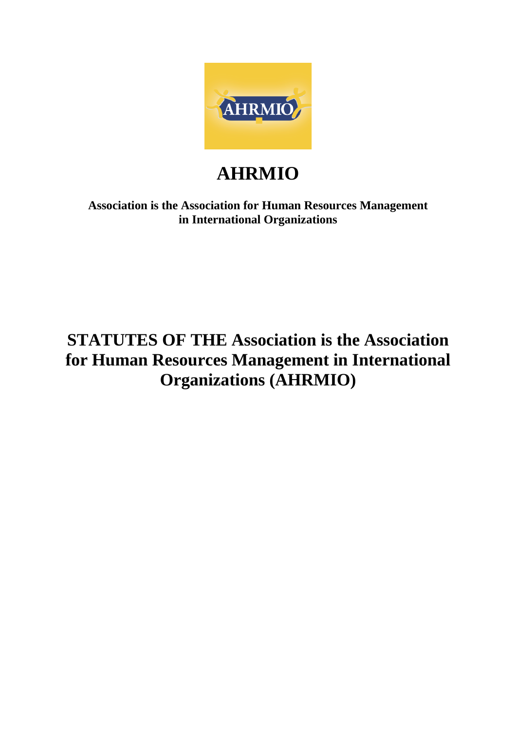# AHRMIO

**Association is the Association for Human Resources Management in International Organizations**

# STATUTES OF THE Association is the Association for Human Resources Management in International Organizations (AHRMIO)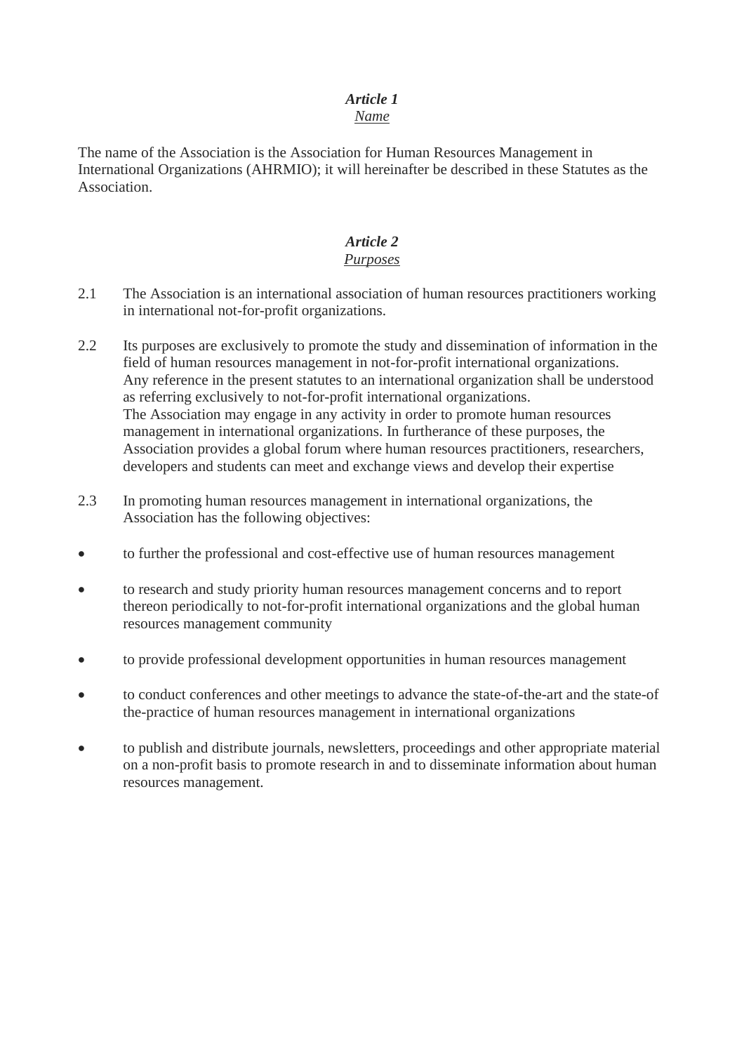***Article 1***
*Name*

The name of the Association is the Association for Human Resources Management in International Organizations (AHRMIO); it will hereinafter be described in these Statutes as the Association.

***Article 2***
*Purposes*

2.1 The Association is an international association of human resources practitioners working in international not-for-profit organizations.

2.2 Its purposes are exclusively to promote the study and dissemination of information in the field of human resources management in not-for-profit international organizations. Any reference in the present statutes to an international organization shall be understood as referring exclusively to not-for-profit international organizations.
The Association may engage in any activity in order to promote human resources management in international organizations. In furtherance of these purposes, the Association provides a global forum where human resources practitioners, researchers, developers and students can meet and exchange views and develop their expertise

2.3 In promoting human resources management in international organizations, the Association has the following objectives:

- to further the professional and cost-effective use of human resources management
- to research and study priority human resources management concerns and to report thereon periodically to not-for-profit international organizations and the global human resources management community
- to provide professional development opportunities in human resources management
- to conduct conferences and other meetings to advance the state-of-the-art and the state-of the-practice of human resources management in international organizations
- to publish and distribute journals, newsletters, proceedings and other appropriate material on a non-profit basis to promote research in and to disseminate information about human resources management.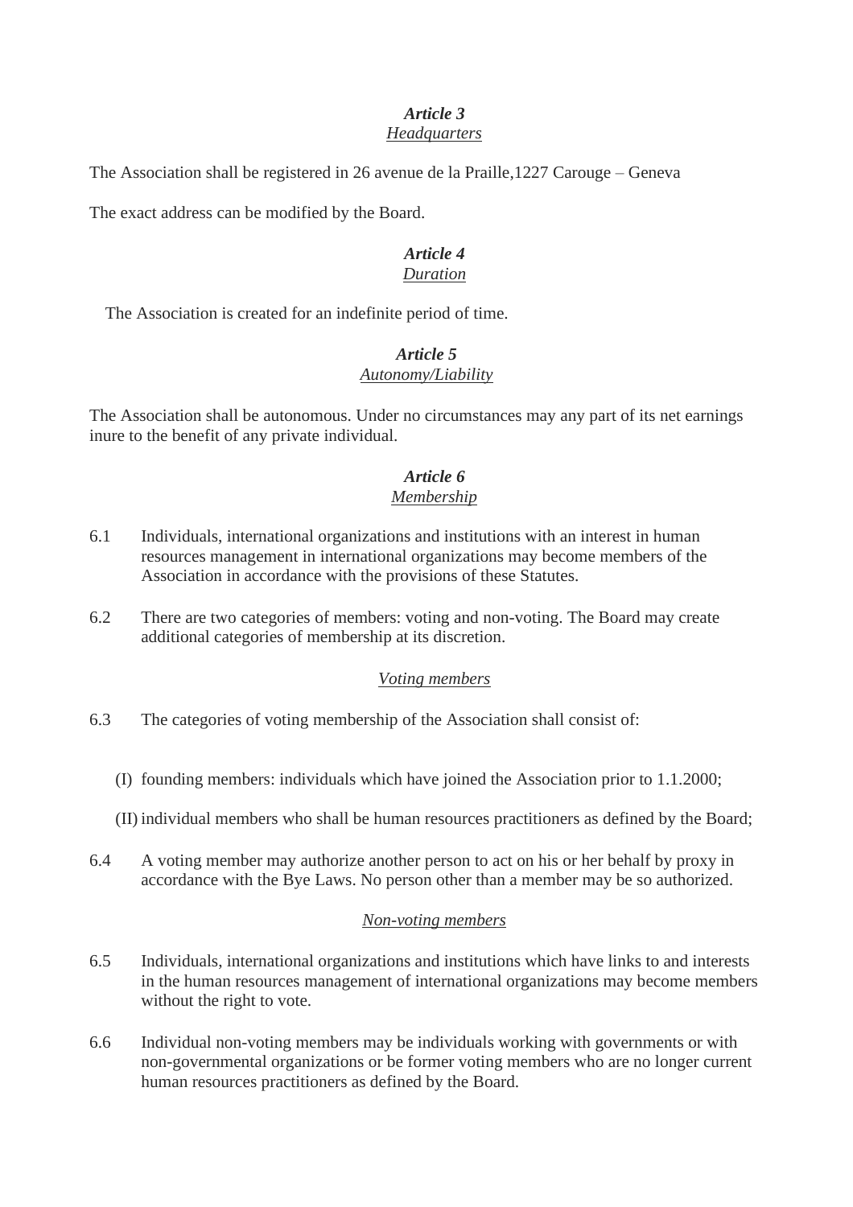### *Article 3*
### Headquarters

The Association shall be registered in 26 avenue de la Praille,1227 Carouge – Geneva

The exact address can be modified by the Board.

### *Article 4*
### Duration

The Association is created for an indefinite period of time.

### *Article 5*
### Autonomy/Liability

The Association shall be autonomous. Under no circumstances may any part of its net earnings inure to the benefit of any private individual.

### *Article 6*
### Membership

6.1 Individuals, international organizations and institutions with an interest in human resources management in international organizations may become members of the Association in accordance with the provisions of these Statutes.

6.2 There are two categories of members: voting and non-voting. The Board may create additional categories of membership at its discretion.

#### Voting members

6.3 The categories of voting membership of the Association shall consist of:

(I) founding members: individuals which have joined the Association prior to 1.1.2000;

(II) individual members who shall be human resources practitioners as defined by the Board;

6.4 A voting member may authorize another person to act on his or her behalf by proxy in accordance with the Bye Laws. No person other than a member may be so authorized.

#### Non-voting members

6.5 Individuals, international organizations and institutions which have links to and interests in the human resources management of international organizations may become members without the right to vote.

6.6 Individual non-voting members may be individuals working with governments or with non-governmental organizations or be former voting members who are no longer current human resources practitioners as defined by the Board.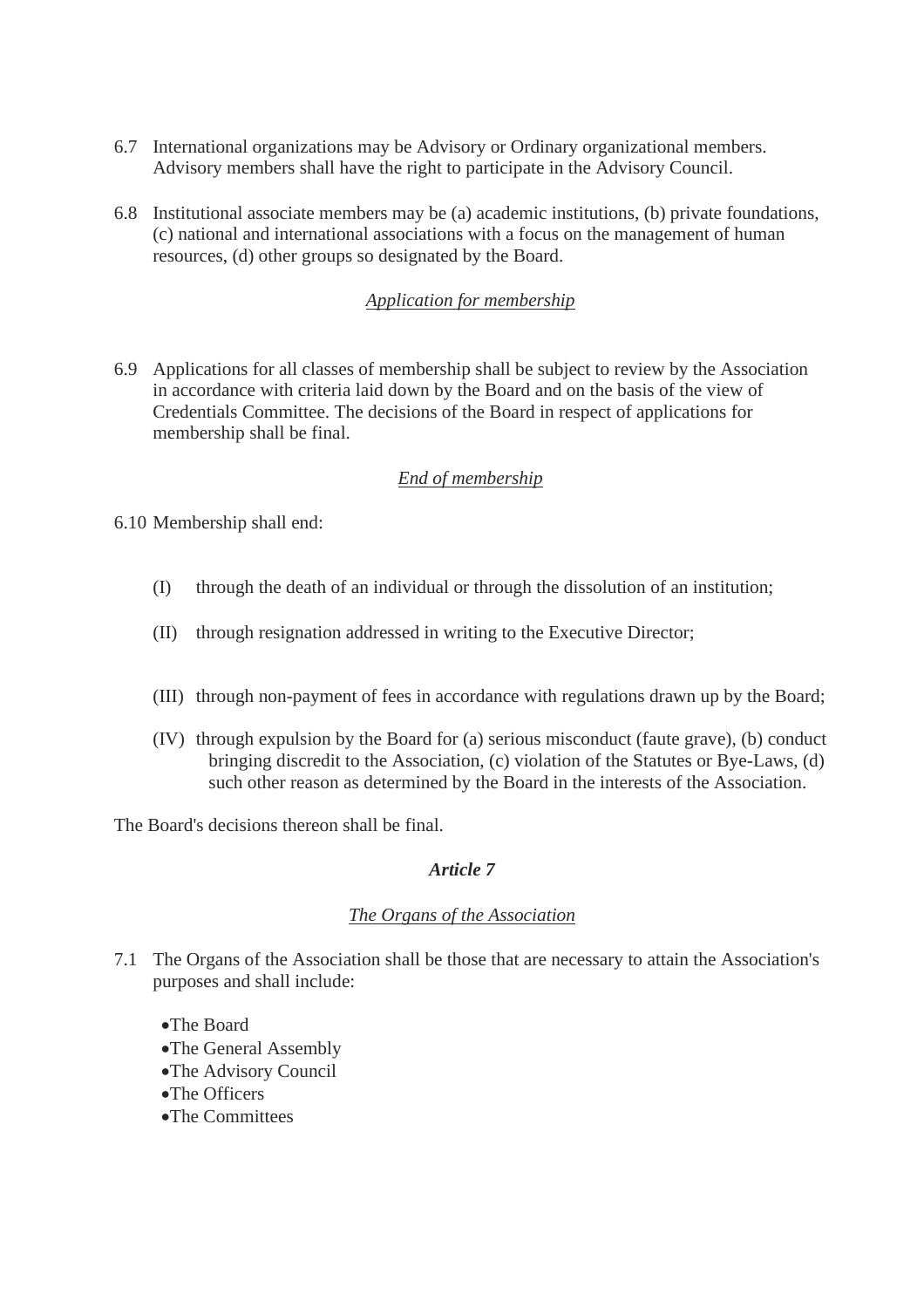6.7 International organizations may be Advisory or Ordinary organizational members. Advisory members shall have the right to participate in the Advisory Council.

6.8 Institutional associate members may be (a) academic institutions, (b) private foundations, (c) national and international associations with a focus on the management of human resources, (d) other groups so designated by the Board.

*Application for membership*

6.9 Applications for all classes of membership shall be subject to review by the Association in accordance with criteria laid down by the Board and on the basis of the view of Credentials Committee. The decisions of the Board in respect of applications for membership shall be final.

*End of membership*

6.10 Membership shall end:

(I) through the death of an individual or through the dissolution of an institution;

(II) through resignation addressed in writing to the Executive Director;

(III) through non-payment of fees in accordance with regulations drawn up by the Board;

(IV) through expulsion by the Board for (a) serious misconduct (faute grave), (b) conduct bringing discredit to the Association, (c) violation of the Statutes or Bye-Laws, (d) such other reason as determined by the Board in the interests of the Association.

The Board's decisions thereon shall be final.

***Article 7***

*The Organs of the Association*

7.1 The Organs of the Association shall be those that are necessary to attain the Association's purposes and shall include:

- The Board
- The General Assembly
- The Advisory Council
- The Officers
- The Committees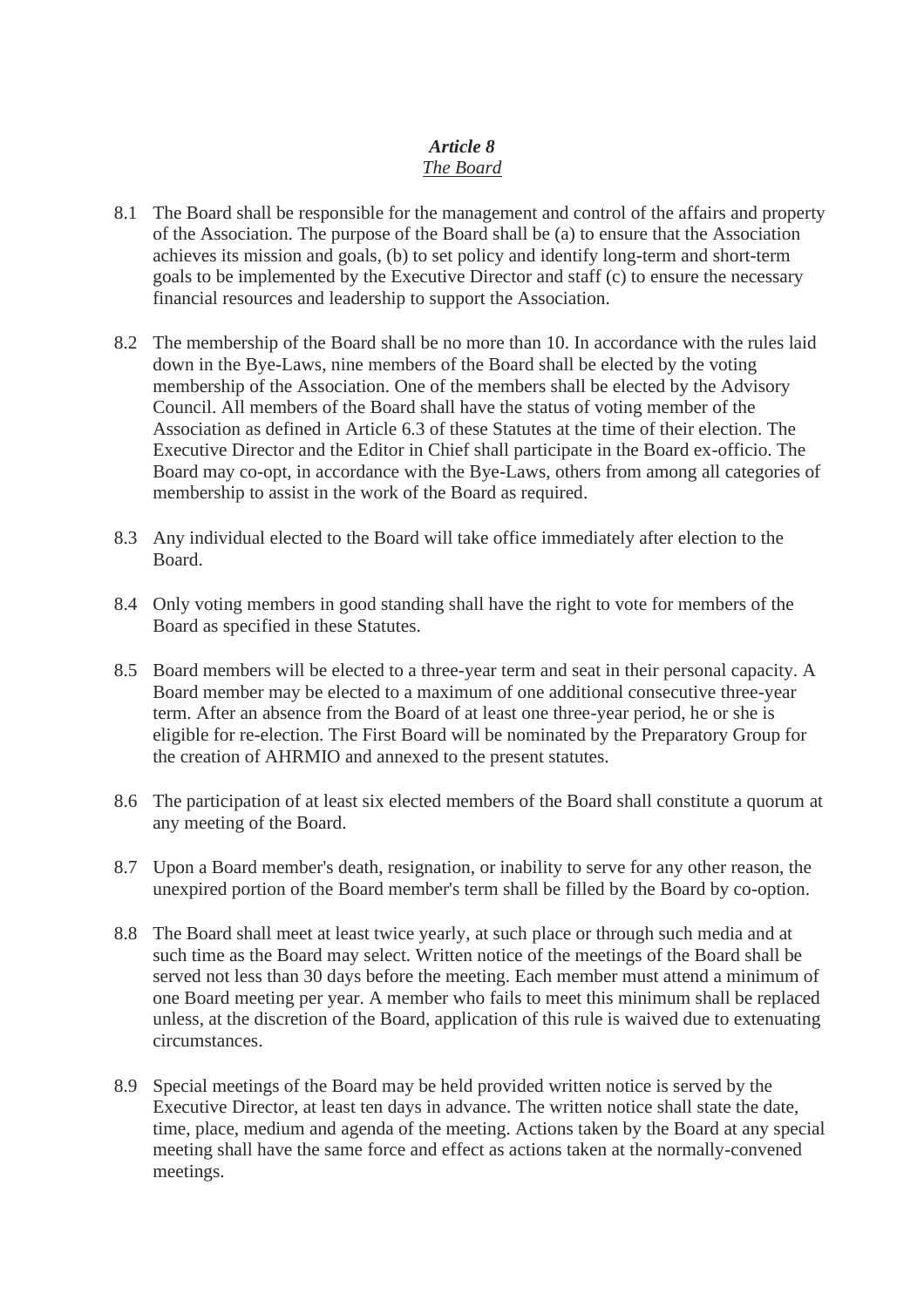## *Article 8*
*The Board*

8.1 The Board shall be responsible for the management and control of the affairs and property of the Association. The purpose of the Board shall be (a) to ensure that the Association achieves its mission and goals, (b) to set policy and identify long-term and short-term goals to be implemented by the Executive Director and staff (c) to ensure the necessary financial resources and leadership to support the Association.

8.2 The membership of the Board shall be no more than 10. In accordance with the rules laid down in the Bye-Laws, nine members of the Board shall be elected by the voting membership of the Association. One of the members shall be elected by the Advisory Council. All members of the Board shall have the status of voting member of the Association as defined in Article 6.3 of these Statutes at the time of their election. The Executive Director and the Editor in Chief shall participate in the Board ex-officio. The Board may co-opt, in accordance with the Bye-Laws, others from among all categories of membership to assist in the work of the Board as required.

8.3 Any individual elected to the Board will take office immediately after election to the Board.

8.4 Only voting members in good standing shall have the right to vote for members of the Board as specified in these Statutes.

8.5 Board members will be elected to a three-year term and seat in their personal capacity. A Board member may be elected to a maximum of one additional consecutive three-year term. After an absence from the Board of at least one three-year period, he or she is eligible for re-election. The First Board will be nominated by the Preparatory Group for the creation of AHRMIO and annexed to the present statutes.

8.6 The participation of at least six elected members of the Board shall constitute a quorum at any meeting of the Board.

8.7 Upon a Board member's death, resignation, or inability to serve for any other reason, the unexpired portion of the Board member's term shall be filled by the Board by co-option.

8.8 The Board shall meet at least twice yearly, at such place or through such media and at such time as the Board may select. Written notice of the meetings of the Board shall be served not less than 30 days before the meeting. Each member must attend a minimum of one Board meeting per year. A member who fails to meet this minimum shall be replaced unless, at the discretion of the Board, application of this rule is waived due to extenuating circumstances.

8.9 Special meetings of the Board may be held provided written notice is served by the Executive Director, at least ten days in advance. The written notice shall state the date, time, place, medium and agenda of the meeting. Actions taken by the Board at any special meeting shall have the same force and effect as actions taken at the normally-convened meetings.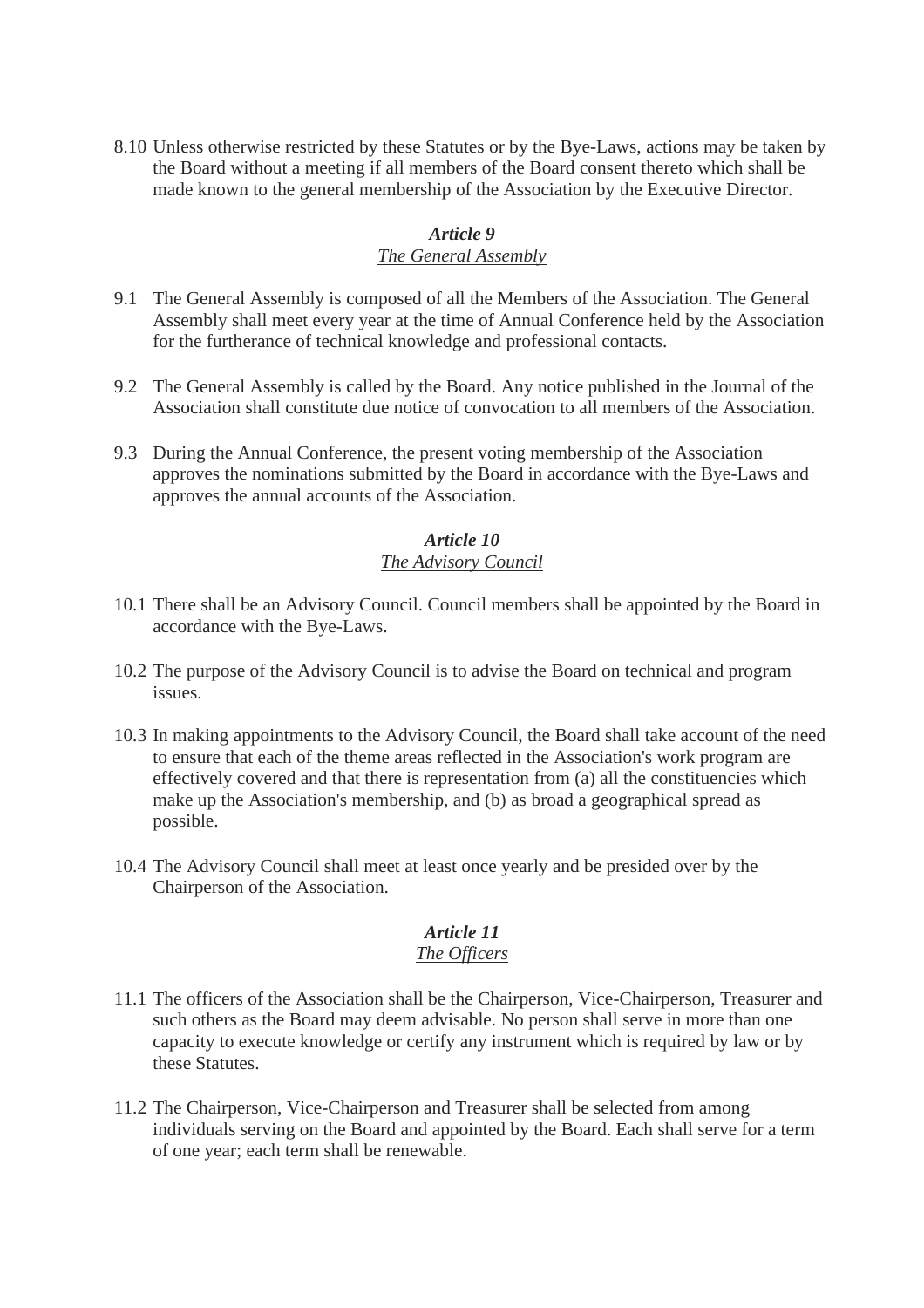8.10 Unless otherwise restricted by these Statutes or by the Bye-Laws, actions may be taken by the Board without a meeting if all members of the Board consent thereto which shall be made known to the general membership of the Association by the Executive Director.

### *Article 9*
### The General Assembly

9.1 The General Assembly is composed of all the Members of the Association. The General Assembly shall meet every year at the time of Annual Conference held by the Association for the furtherance of technical knowledge and professional contacts.

9.2 The General Assembly is called by the Board. Any notice published in the Journal of the Association shall constitute due notice of convocation to all members of the Association.

9.3 During the Annual Conference, the present voting membership of the Association approves the nominations submitted by the Board in accordance with the Bye-Laws and approves the annual accounts of the Association.

### *Article 10*
### The Advisory Council

10.1 There shall be an Advisory Council. Council members shall be appointed by the Board in accordance with the Bye-Laws.

10.2 The purpose of the Advisory Council is to advise the Board on technical and program issues.

10.3 In making appointments to the Advisory Council, the Board shall take account of the need to ensure that each of the theme areas reflected in the Association's work program are effectively covered and that there is representation from (a) all the constituencies which make up the Association's membership, and (b) as broad a geographical spread as possible.

10.4 The Advisory Council shall meet at least once yearly and be presided over by the Chairperson of the Association.

### *Article 11*
### The Officers

11.1 The officers of the Association shall be the Chairperson, Vice-Chairperson, Treasurer and such others as the Board may deem advisable. No person shall serve in more than one capacity to execute knowledge or certify any instrument which is required by law or by these Statutes.

11.2 The Chairperson, Vice-Chairperson and Treasurer shall be selected from among individuals serving on the Board and appointed by the Board. Each shall serve for a term of one year; each term shall be renewable.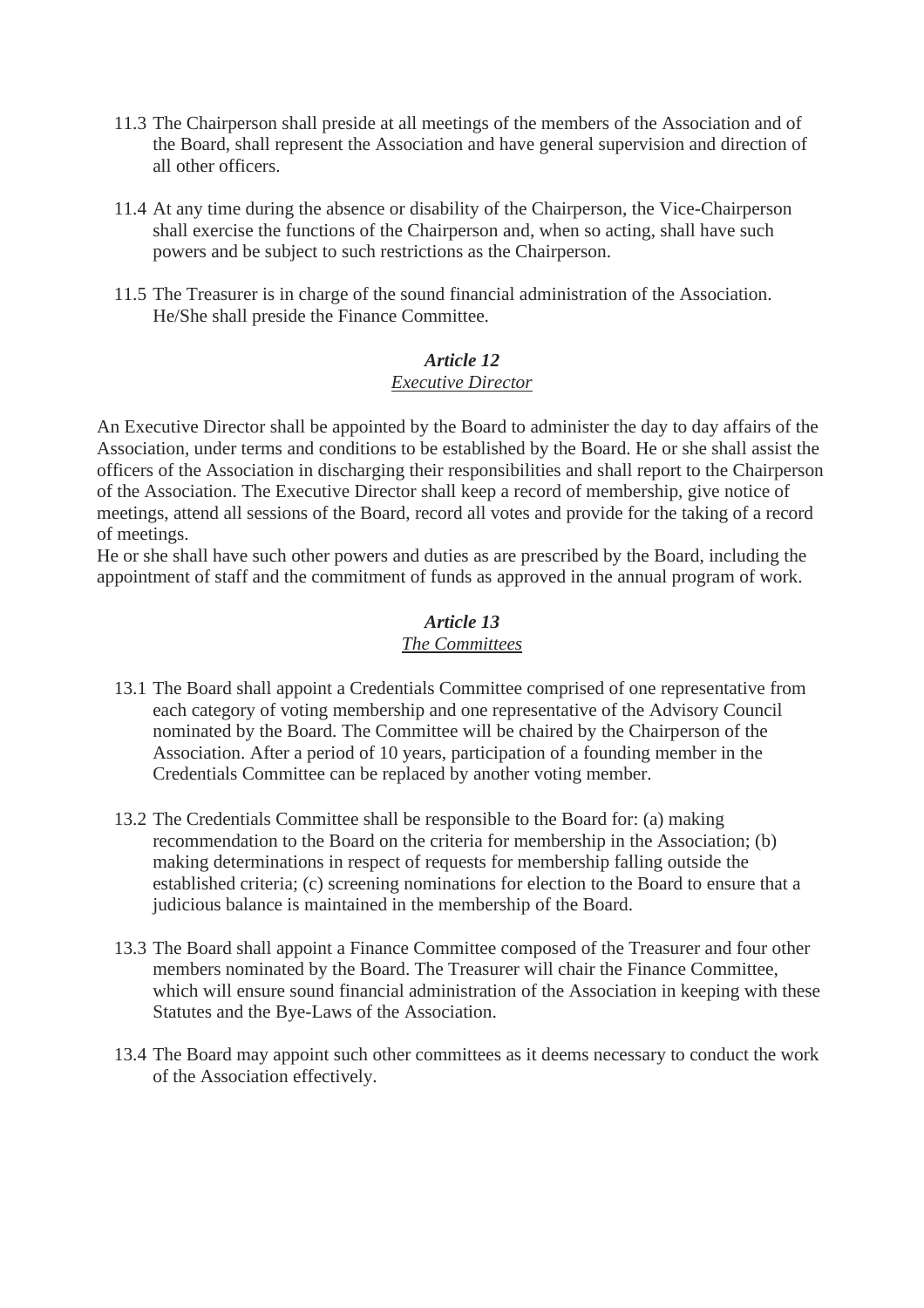11.3 The Chairperson shall preside at all meetings of the members of the Association and of the Board, shall represent the Association and have general supervision and direction of all other officers.

11.4 At any time during the absence or disability of the Chairperson, the Vice-Chairperson shall exercise the functions of the Chairperson and, when so acting, shall have such powers and be subject to such restrictions as the Chairperson.

11.5 The Treasurer is in charge of the sound financial administration of the Association. He/She shall preside the Finance Committee.

### *Article 12*
### Executive Director

An Executive Director shall be appointed by the Board to administer the day to day affairs of the Association, under terms and conditions to be established by the Board. He or she shall assist the officers of the Association in discharging their responsibilities and shall report to the Chairperson of the Association. The Executive Director shall keep a record of membership, give notice of meetings, attend all sessions of the Board, record all votes and provide for the taking of a record of meetings.
He or she shall have such other powers and duties as are prescribed by the Board, including the appointment of staff and the commitment of funds as approved in the annual program of work.

### *Article 13*
### The Committees

13.1 The Board shall appoint a Credentials Committee comprised of one representative from each category of voting membership and one representative of the Advisory Council nominated by the Board. The Committee will be chaired by the Chairperson of the Association. After a period of 10 years, participation of a founding member in the Credentials Committee can be replaced by another voting member.

13.2 The Credentials Committee shall be responsible to the Board for: (a) making recommendation to the Board on the criteria for membership in the Association; (b) making determinations in respect of requests for membership falling outside the established criteria; (c) screening nominations for election to the Board to ensure that a judicious balance is maintained in the membership of the Board.

13.3 The Board shall appoint a Finance Committee composed of the Treasurer and four other members nominated by the Board. The Treasurer will chair the Finance Committee, which will ensure sound financial administration of the Association in keeping with these Statutes and the Bye-Laws of the Association.

13.4 The Board may appoint such other committees as it deems necessary to conduct the work of the Association effectively.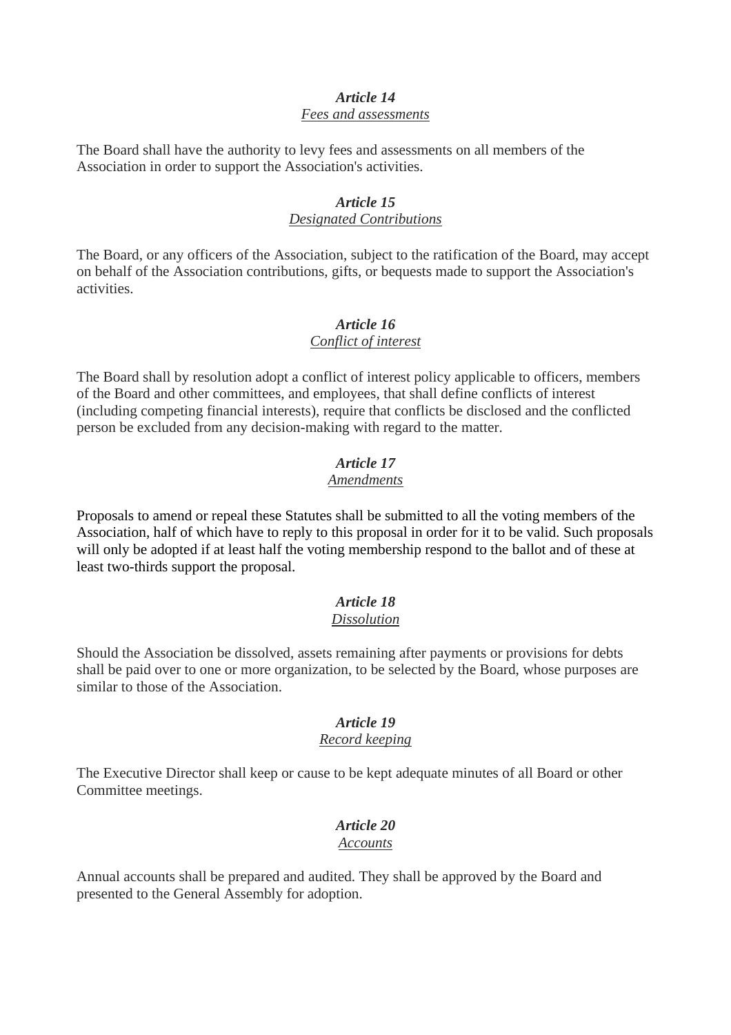### *Article 14*
### *Fees and assessments*

The Board shall have the authority to levy fees and assessments on all members of the Association in order to support the Association's activities.

### *Article 15*
### *Designated Contributions*

The Board, or any officers of the Association, subject to the ratification of the Board, may accept on behalf of the Association contributions, gifts, or bequests made to support the Association's activities.

### *Article 16*
### *Conflict of interest*

The Board shall by resolution adopt a conflict of interest policy applicable to officers, members of the Board and other committees, and employees, that shall define conflicts of interest (including competing financial interests), require that conflicts be disclosed and the conflicted person be excluded from any decision-making with regard to the matter.

### *Article 17*
### *Amendments*

Proposals to amend or repeal these Statutes shall be submitted to all the voting members of the Association, half of which have to reply to this proposal in order for it to be valid. Such proposals will only be adopted if at least half the voting membership respond to the ballot and of these at least two-thirds support the proposal.

### *Article 18*
### *Dissolution*

Should the Association be dissolved, assets remaining after payments or provisions for debts shall be paid over to one or more organization, to be selected by the Board, whose purposes are similar to those of the Association.

### *Article 19*
### *Record keeping*

The Executive Director shall keep or cause to be kept adequate minutes of all Board or other Committee meetings.

### *Article 20*
### *Accounts*

Annual accounts shall be prepared and audited. They shall be approved by the Board and presented to the General Assembly for adoption.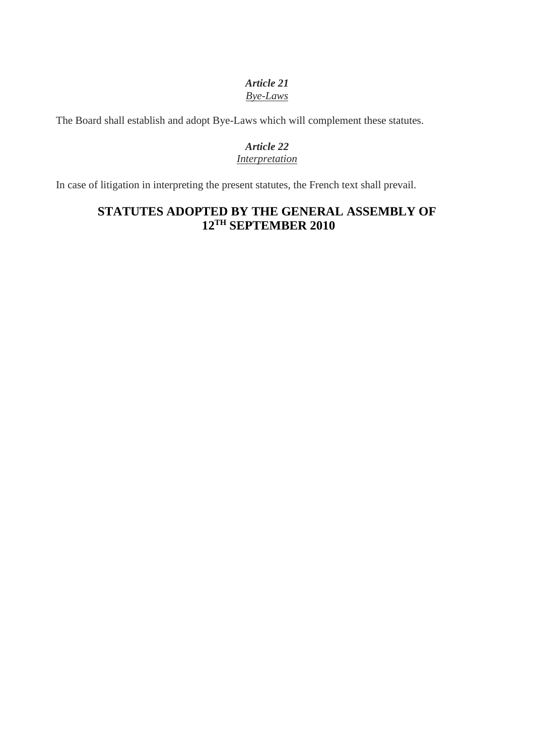***Article 21***
*Bye-Laws*

The Board shall establish and adopt Bye-Laws which will complement these statutes.

***Article 22***
*Interpretation*

In case of litigation in interpreting the present statutes, the French text shall prevail.

## STATUTES ADOPTED BY THE GENERAL ASSEMBLY OF 12TH SEPTEMBER 2010